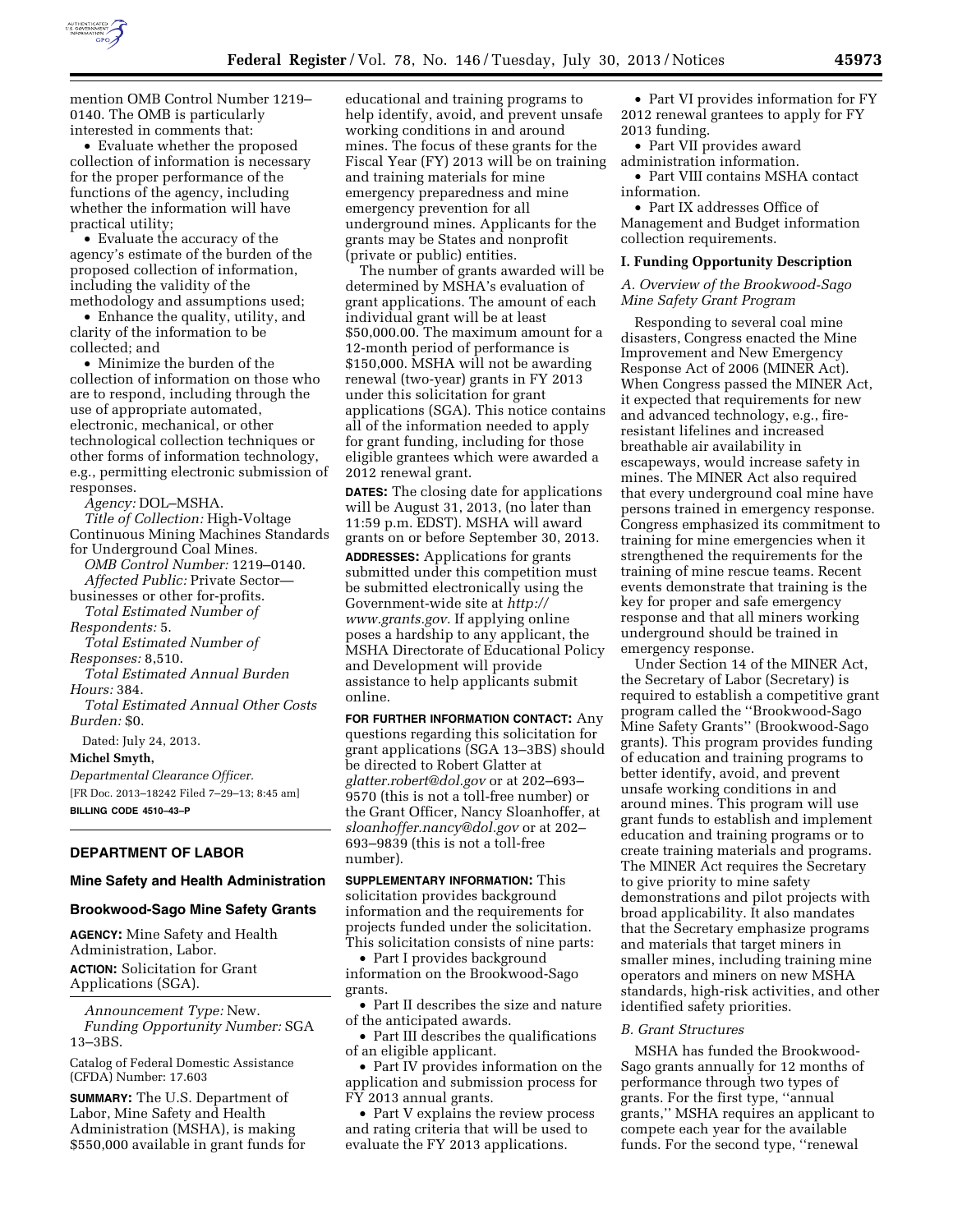mention OMB Control Number 1219–0140. The OMB is particularly interested in comments that:

- Evaluate whether the proposed collection of information is necessary for the proper performance of the functions of the agency, including whether the information will have practical utility;
- Evaluate the accuracy of the agency's estimate of the burden of the proposed collection of information, including the validity of the methodology and assumptions used;
- Enhance the quality, utility, and clarity of the information to be collected; and
- Minimize the burden of the collection of information on those who are to respond, including through the use of appropriate automated, electronic, mechanical, or other technological collection techniques or other forms of information technology, e.g., permitting electronic submission of responses.

*Agency:* DOL–MSHA.

*Title of Collection:* High-Voltage Continuous Mining Machines Standards for Underground Coal Mines.

*OMB Control Number:* 1219–0140.

*Affected Public:* Private Sector—businesses or other for-profits.

*Total Estimated Number of Respondents:* 5.

*Total Estimated Number of Responses:* 8,510.

*Total Estimated Annual Burden Hours:* 384.

*Total Estimated Annual Other Costs Burden:* $0.

Dated: July 24, 2013.

**Michel Smyth,**

*Departmental Clearance Officer.*

[FR Doc. 2013–18242 Filed 7–29–13; 8:45 am]

**BILLING CODE 4510–43–P**

## DEPARTMENT OF LABOR

### Mine Safety and Health Administration

### Brookwood-Sago Mine Safety Grants

**AGENCY:** Mine Safety and Health Administration, Labor.

**ACTION:** Solicitation for Grant Applications (SGA).

*Announcement Type:* New.

*Funding Opportunity Number:* SGA 13–3BS.

Catalog of Federal Domestic Assistance (CFDA) Number: 17.603

**SUMMARY:** The U.S. Department of Labor, Mine Safety and Health Administration (MSHA), is making $550,000 available in grant funds for educational and training programs to help identify, avoid, and prevent unsafe working conditions in and around mines. The focus of these grants for the Fiscal Year (FY) 2013 will be on training and training materials for mine emergency preparedness and mine emergency prevention for all underground mines. Applicants for the grants may be States and nonprofit (private or public) entities.

The number of grants awarded will be determined by MSHA's evaluation of grant applications. The amount of each individual grant will be at least $50,000.00. The maximum amount for a 12-month period of performance is $150,000. MSHA will not be awarding renewal (two-year) grants in FY 2013 under this solicitation for grant applications (SGA). This notice contains all of the information needed to apply for grant funding, including for those eligible grantees which were awarded a 2012 renewal grant.

**DATES:** The closing date for applications will be August 31, 2013, (no later than 11:59 p.m. EDST). MSHA will award grants on or before September 30, 2013.

**ADDRESSES:** Applications for grants submitted under this competition must be submitted electronically using the Government-wide site at *http://www.grants.gov.* If applying online poses a hardship to any applicant, the MSHA Directorate of Educational Policy and Development will provide assistance to help applicants submit online.

**FOR FURTHER INFORMATION CONTACT:** Any questions regarding this solicitation for grant applications (SGA 13–3BS) should be directed to Robert Glatter at *glatter.robert@dol.gov* or at 202–693–9570 (this is not a toll-free number) or the Grant Officer, Nancy Sloanhoffer, at *sloanhoffer.nancy@dol.gov* or at 202–693–9839 (this is not a toll-free number).

**SUPPLEMENTARY INFORMATION:** This solicitation provides background information and the requirements for projects funded under the solicitation. This solicitation consists of nine parts:

- Part I provides background information on the Brookwood-Sago grants.
- Part II describes the size and nature of the anticipated awards.
- Part III describes the qualifications of an eligible applicant.
- Part IV provides information on the application and submission process for FY 2013 annual grants.
- Part V explains the review process and rating criteria that will be used to evaluate the FY 2013 applications.
- Part VI provides information for FY 2012 renewal grantees to apply for FY 2013 funding.
- Part VII provides award administration information.
- Part VIII contains MSHA contact information.
- Part IX addresses Office of Management and Budget information collection requirements.

### I. Funding Opportunity Description

#### *A. Overview of the Brookwood-Sago Mine Safety Grant Program*

Responding to several coal mine disasters, Congress enacted the Mine Improvement and New Emergency Response Act of 2006 (MINER Act). When Congress passed the MINER Act, it expected that requirements for new and advanced technology, e.g., fire-resistant lifelines and increased breathable air availability in escapeways, would increase safety in mines. The MINER Act also required that every underground coal mine have persons trained in emergency response. Congress emphasized its commitment to training for mine emergencies when it strengthened the requirements for the training of mine rescue teams. Recent events demonstrate that training is the key for proper and safe emergency response and that all miners working underground should be trained in emergency response.

Under Section 14 of the MINER Act, the Secretary of Labor (Secretary) is required to establish a competitive grant program called the ''Brookwood-Sago Mine Safety Grants'' (Brookwood-Sago grants). This program provides funding of education and training programs to better identify, avoid, and prevent unsafe working conditions in and around mines. This program will use grant funds to establish and implement education and training programs or to create training materials and programs. The MINER Act requires the Secretary to give priority to mine safety demonstrations and pilot projects with broad applicability. It also mandates that the Secretary emphasize programs and materials that target miners in smaller mines, including training mine operators and miners on new MSHA standards, high-risk activities, and other identified safety priorities.

#### *B. Grant Structures*

MSHA has funded the Brookwood-Sago grants annually for 12 months of performance through two types of grants. For the first type, ''annual grants,'' MSHA requires an applicant to compete each year for the available funds. For the second type, ''renewal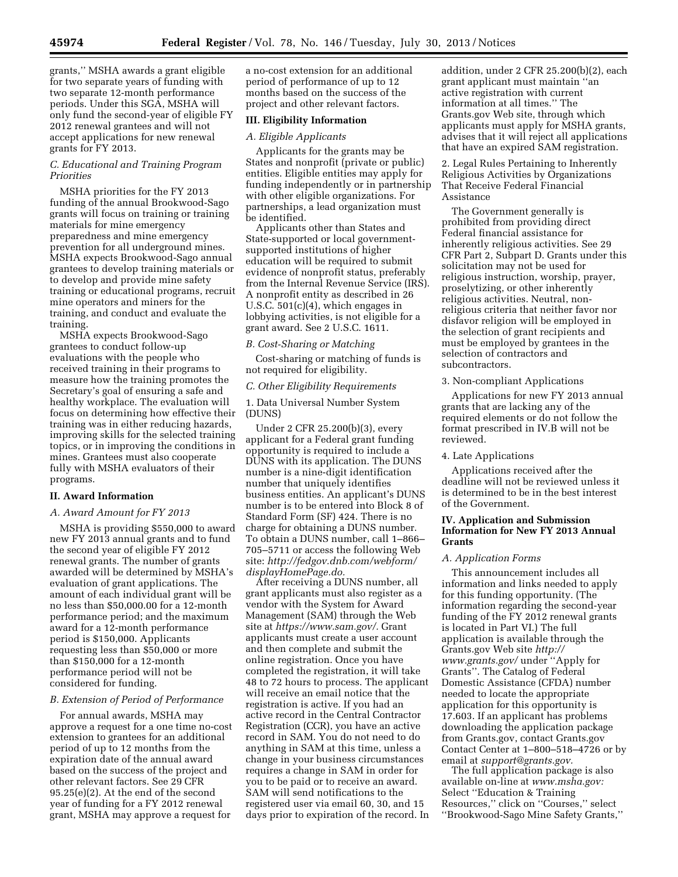grants,'' MSHA awards a grant eligible for two separate years of funding with two separate 12-month performance periods. Under this SGA, MSHA will only fund the second-year of eligible FY 2012 renewal grantees and will not accept applications for new renewal grants for FY 2013.

### C. Educational and Training Program Priorities

MSHA priorities for the FY 2013 funding of the annual Brookwood-Sago grants will focus on training or training materials for mine emergency preparedness and mine emergency prevention for all underground mines. MSHA expects Brookwood-Sago annual grantees to develop training materials or to develop and provide mine safety training or educational programs, recruit mine operators and miners for the training, and conduct and evaluate the training.

MSHA expects Brookwood-Sago grantees to conduct follow-up evaluations with the people who received training in their programs to measure how the training promotes the Secretary's goal of ensuring a safe and healthy workplace. The evaluation will focus on determining how effective their training was in either reducing hazards, improving skills for the selected training topics, or in improving the conditions in mines. Grantees must also cooperate fully with MSHA evaluators of their programs.

## II. Award Information

### A. Award Amount for FY 2013

MSHA is providing $550,000 to award new FY 2013 annual grants and to fund the second year of eligible FY 2012 renewal grants. The number of grants awarded will be determined by MSHA's evaluation of grant applications. The amount of each individual grant will be no less than $50,000.00 for a 12-month performance period; and the maximum award for a 12-month performance period is $150,000. Applicants requesting less than $50,000 or more than $150,000 for a 12-month performance period will not be considered for funding.

### B. Extension of Period of Performance

For annual awards, MSHA may approve a request for a one time no-cost extension to grantees for an additional period of up to 12 months from the expiration date of the annual award based on the success of the project and other relevant factors. See 29 CFR 95.25(e)(2). At the end of the second year of funding for a FY 2012 renewal grant, MSHA may approve a request for a no-cost extension for an additional period of performance of up to 12 months based on the success of the project and other relevant factors.

## III. Eligibility Information

### A. Eligible Applicants

Applicants for the grants may be States and nonprofit (private or public) entities. Eligible entities may apply for funding independently or in partnership with other eligible organizations. For partnerships, a lead organization must be identified.

Applicants other than States and State-supported or local government-supported institutions of higher education will be required to submit evidence of nonprofit status, preferably from the Internal Revenue Service (IRS). A nonprofit entity as described in 26 U.S.C. 501(c)(4), which engages in lobbying activities, is not eligible for a grant award. See 2 U.S.C. 1611.

### B. Cost-Sharing or Matching

Cost-sharing or matching of funds is not required for eligibility.

### C. Other Eligibility Requirements

1. Data Universal Number System (DUNS)

Under 2 CFR 25.200(b)(3), every applicant for a Federal grant funding opportunity is required to include a DUNS with its application. The DUNS number is a nine-digit identification number that uniquely identifies business entities. An applicant's DUNS number is to be entered into Block 8 of Standard Form (SF) 424. There is no charge for obtaining a DUNS number. To obtain a DUNS number, call 1–866–705–5711 or access the following Web site: *http://fedgov.dnb.com/webform/displayHomePage.do.*

After receiving a DUNS number, all grant applicants must also register as a vendor with the System for Award Management (SAM) through the Web site at *https://www.sam.gov/.* Grant applicants must create a user account and then complete and submit the online registration. Once you have completed the registration, it will take 48 to 72 hours to process. The applicant will receive an email notice that the registration is active. If you had an active record in the Central Contractor Registration (CCR), you have an active record in SAM. You do not need to do anything in SAM at this time, unless a change in your business circumstances requires a change in SAM in order for you to be paid or to receive an award. SAM will send notifications to the registered user via email 60, 30, and 15 days prior to expiration of the record. In addition, under 2 CFR 25.200(b)(2), each grant applicant must maintain ''an active registration with current information at all times.'' The Grants.gov Web site, through which applicants must apply for MSHA grants, advises that it will reject all applications that have an expired SAM registration.

2. Legal Rules Pertaining to Inherently Religious Activities by Organizations That Receive Federal Financial Assistance

The Government generally is prohibited from providing direct Federal financial assistance for inherently religious activities. See 29 CFR Part 2, Subpart D. Grants under this solicitation may not be used for religious instruction, worship, prayer, proselytizing, or other inherently religious activities. Neutral, non-religious criteria that neither favor nor disfavor religion will be employed in the selection of grant recipients and must be employed by grantees in the selection of contractors and subcontractors.

3. Non-compliant Applications

Applications for new FY 2013 annual grants that are lacking any of the required elements or do not follow the format prescribed in IV.B will not be reviewed.

4. Late Applications

Applications received after the deadline will not be reviewed unless it is determined to be in the best interest of the Government.

## IV. Application and Submission Information for New FY 2013 Annual Grants

### A. Application Forms

This announcement includes all information and links needed to apply for this funding opportunity. (The information regarding the second-year funding of the FY 2012 renewal grants is located in Part VI.) The full application is available through the Grants.gov Web site *http://www.grants.gov/* under ''Apply for Grants''. The Catalog of Federal Domestic Assistance (CFDA) number needed to locate the appropriate application for this opportunity is 17.603. If an applicant has problems downloading the application package from Grants.gov, contact Grants.gov Contact Center at 1–800–518–4726 or by email at *support@grants.gov.*

The full application package is also available on-line at *www.msha.gov:* Select ''Education & Training Resources,'' click on ''Courses,'' select ''Brookwood-Sago Mine Safety Grants,''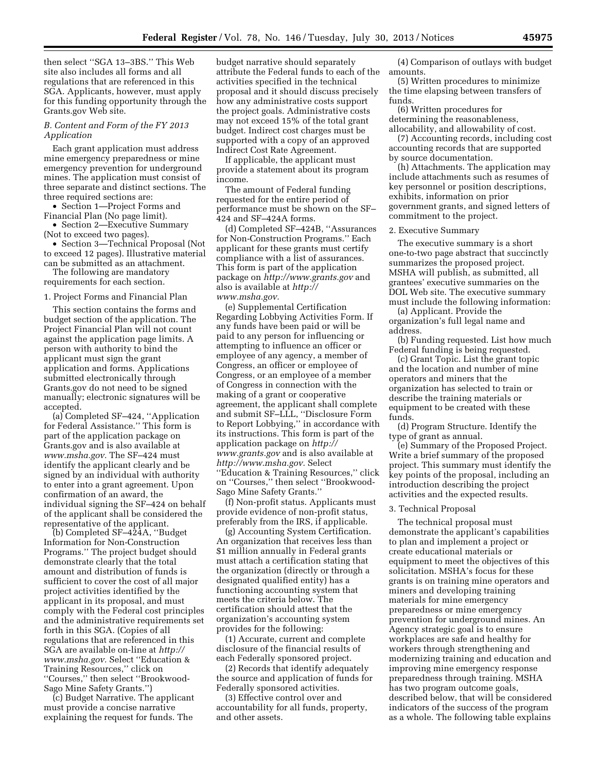then select ''SGA 13–3BS.'' This Web site also includes all forms and all regulations that are referenced in this SGA. Applicants, however, must apply for this funding opportunity through the Grants.gov Web site.

*B. Content and Form of the FY 2013 Application*

Each grant application must address mine emergency preparedness or mine emergency prevention for underground mines. The application must consist of three separate and distinct sections. The three required sections are:

- Section 1—Project Forms and Financial Plan (No page limit).
- Section 2—Executive Summary (Not to exceed two pages).
- Section 3—Technical Proposal (Not to exceed 12 pages). Illustrative material can be submitted as an attachment.

The following are mandatory requirements for each section.

1. Project Forms and Financial Plan

This section contains the forms and budget section of the application. The Project Financial Plan will not count against the application page limits. A person with authority to bind the applicant must sign the grant application and forms. Applications submitted electronically through Grants.gov do not need to be signed manually; electronic signatures will be accepted.

(a) Completed SF–424, ''Application for Federal Assistance.'' This form is part of the application package on Grants.gov and is also available at *www.msha.gov.* The SF–424 must identify the applicant clearly and be signed by an individual with authority to enter into a grant agreement. Upon confirmation of an award, the individual signing the SF–424 on behalf of the applicant shall be considered the representative of the applicant.

(b) Completed SF–424A, ''Budget Information for Non-Construction Programs.'' The project budget should demonstrate clearly that the total amount and distribution of funds is sufficient to cover the cost of all major project activities identified by the applicant in its proposal, and must comply with the Federal cost principles and the administrative requirements set forth in this SGA. (Copies of all regulations that are referenced in this SGA are available on-line at *http://www.msha.gov.* Select ''Education & Training Resources,'' click on ''Courses,'' then select ''Brookwood-Sago Mine Safety Grants.'')

(c) Budget Narrative. The applicant must provide a concise narrative explaining the request for funds. The budget narrative should separately attribute the Federal funds to each of the activities specified in the technical proposal and it should discuss precisely how any administrative costs support the project goals. Administrative costs may not exceed 15% of the total grant budget. Indirect cost charges must be supported with a copy of an approved Indirect Cost Rate Agreement.

If applicable, the applicant must provide a statement about its program income.

The amount of Federal funding requested for the entire period of performance must be shown on the SF–424 and SF–424A forms.

(d) Completed SF–424B, ''Assurances for Non-Construction Programs.'' Each applicant for these grants must certify compliance with a list of assurances. This form is part of the application package on *http://www.grants.gov* and also is available at *http://www.msha.gov.*

(e) Supplemental Certification Regarding Lobbying Activities Form. If any funds have been paid or will be paid to any person for influencing or attempting to influence an officer or employee of any agency, a member of Congress, an officer or employee of Congress, or an employee of a member of Congress in connection with the making of a grant or cooperative agreement, the applicant shall complete and submit SF–LLL, ''Disclosure Form to Report Lobbying,'' in accordance with its instructions. This form is part of the application package on *http://www.grants.gov* and is also available at *http://www.msha.gov.* Select ''Education & Training Resources,'' click on ''Courses,'' then select ''Brookwood-Sago Mine Safety Grants.''

(f) Non-profit status. Applicants must provide evidence of non-profit status, preferably from the IRS, if applicable.

(g) Accounting System Certification. An organization that receives less than $1 million annually in Federal grants must attach a certification stating that the organization (directly or through a designated qualified entity) has a functioning accounting system that meets the criteria below. The certification should attest that the organization's accounting system provides for the following:

(1) Accurate, current and complete disclosure of the financial results of each Federally sponsored project.

(2) Records that identify adequately the source and application of funds for Federally sponsored activities.

(3) Effective control over and accountability for all funds, property, and other assets.

(4) Comparison of outlays with budget amounts.

(5) Written procedures to minimize the time elapsing between transfers of funds.

(6) Written procedures for determining the reasonableness, allocability, and allowability of cost.

(7) Accounting records, including cost accounting records that are supported by source documentation.

(h) Attachments. The application may include attachments such as resumes of key personnel or position descriptions, exhibits, information on prior government grants, and signed letters of commitment to the project.

2. Executive Summary

The executive summary is a short one-to-two page abstract that succinctly summarizes the proposed project. MSHA will publish, as submitted, all grantees' executive summaries on the DOL Web site. The executive summary must include the following information:

(a) Applicant. Provide the organization's full legal name and address.

(b) Funding requested. List how much Federal funding is being requested.

(c) Grant Topic. List the grant topic and the location and number of mine operators and miners that the organization has selected to train or describe the training materials or equipment to be created with these funds.

(d) Program Structure. Identify the type of grant as annual.

(e) Summary of the Proposed Project. Write a brief summary of the proposed project. This summary must identify the key points of the proposal, including an introduction describing the project activities and the expected results.

3. Technical Proposal

The technical proposal must demonstrate the applicant's capabilities to plan and implement a project or create educational materials or equipment to meet the objectives of this solicitation. MSHA's focus for these grants is on training mine operators and miners and developing training materials for mine emergency preparedness or mine emergency prevention for underground mines. An Agency strategic goal is to ensure workplaces are safe and healthy for workers through strengthening and modernizing training and education and improving mine emergency response preparedness through training. MSHA has two program outcome goals, described below, that will be considered indicators of the success of the program as a whole. The following table explains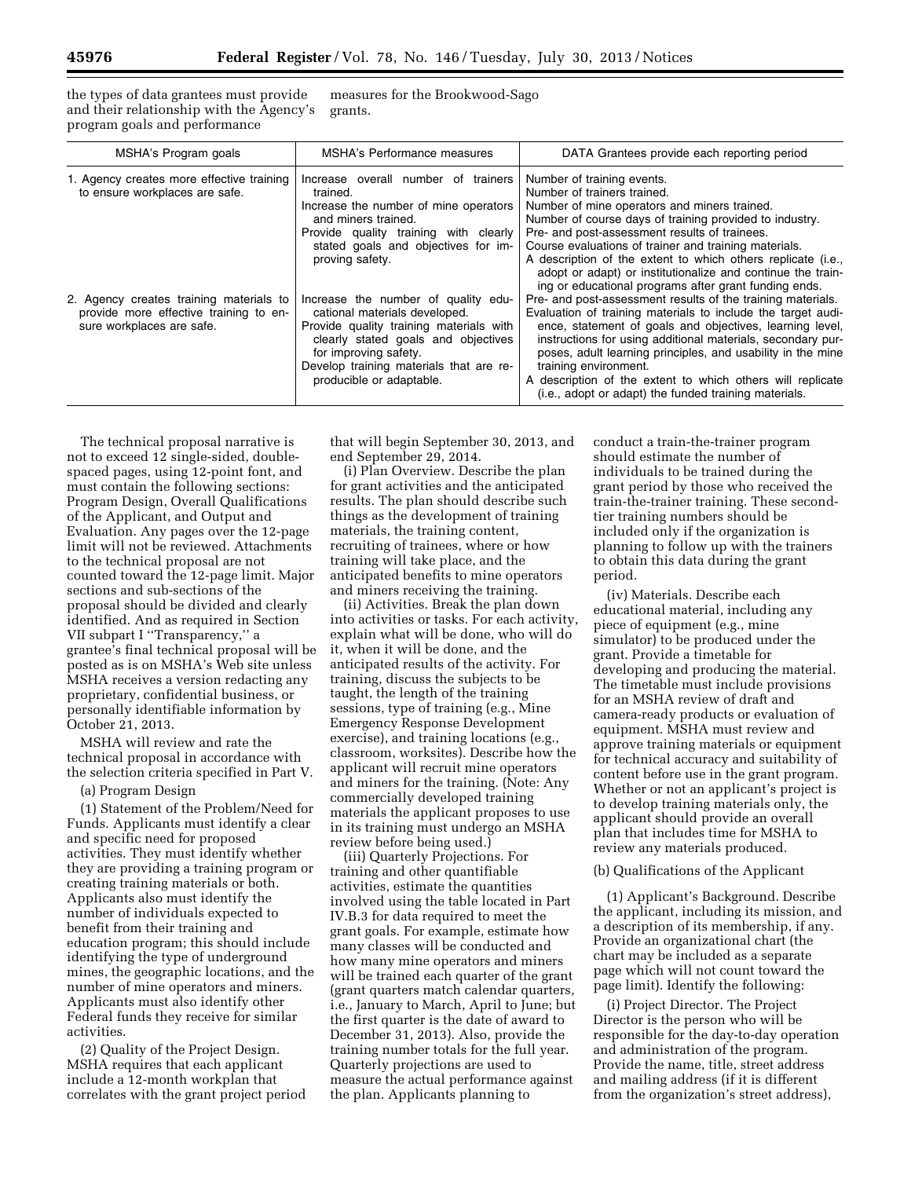the types of data grantees must provide and their relationship with the Agency's program goals and performance measures for the Brookwood-Sago grants.

| MSHA's Program goals | MSHA's Performance measures | DATA Grantees provide each reporting period |
|---|---|---|
| 1. Agency creates more effective training to ensure workplaces are safe. | Increase overall number of trainers trained.<br>Increase the number of mine operators and miners trained.<br>Provide quality training with clearly stated goals and objectives for improving safety. | Number of training events.<br>Number of trainers trained.<br>Number of mine operators and miners trained.<br>Number of course days of training provided to industry.<br>Pre- and post-assessment results of trainees.<br>Course evaluations of trainer and training materials.<br>A description of the extent to which others replicate (i.e., adopt or adapt) or institutionalize and continue the training or educational programs after grant funding ends. |
| 2. Agency creates training materials to provide more effective training to ensure workplaces are safe. | Increase the number of quality educational materials developed.<br>Provide quality training materials with clearly stated goals and objectives for improving safety.<br>Develop training materials that are reproducible or adaptable. | Pre- and post-assessment results of the training materials.<br>Evaluation of training materials to include the target audience, statement of goals and objectives, learning level, instructions for using additional materials, secondary purposes, adult learning principles, and usability in the mine training environment.<br>A description of the extent to which others will replicate (i.e., adopt or adapt) the funded training materials. |

The technical proposal narrative is not to exceed 12 single-sided, double-spaced pages, using 12-point font, and must contain the following sections: Program Design, Overall Qualifications of the Applicant, and Output and Evaluation. Any pages over the 12-page limit will not be reviewed. Attachments to the technical proposal are not counted toward the 12-page limit. Major sections and sub-sections of the proposal should be divided and clearly identified. And as required in Section VII subpart I "Transparency," a grantee's final technical proposal will be posted as is on MSHA's Web site unless MSHA receives a version redacting any proprietary, confidential business, or personally identifiable information by October 21, 2013.

MSHA will review and rate the technical proposal in accordance with the selection criteria specified in Part V.

(a) Program Design

(1) Statement of the Problem/Need for Funds. Applicants must identify a clear and specific need for proposed activities. They must identify whether they are providing a training program or creating training materials or both. Applicants also must identify the number of individuals expected to benefit from their training and education program; this should include identifying the type of underground mines, the geographic locations, and the number of mine operators and miners. Applicants must also identify other Federal funds they receive for similar activities.

(2) Quality of the Project Design. MSHA requires that each applicant include a 12-month workplan that correlates with the grant project period that will begin September 30, 2013, and end September 29, 2014.

(i) Plan Overview. Describe the plan for grant activities and the anticipated results. The plan should describe such things as the development of training materials, the training content, recruiting of trainees, where or how training will take place, and the anticipated benefits to mine operators and miners receiving the training.

(ii) Activities. Break the plan down into activities or tasks. For each activity, explain what will be done, who will do it, when it will be done, and the anticipated results of the activity. For training, discuss the subjects to be taught, the length of the training sessions, type of training (e.g., Mine Emergency Response Development exercise), and training locations (e.g., classroom, worksites). Describe how the applicant will recruit mine operators and miners for the training. (Note: Any commercially developed training materials the applicant proposes to use in its training must undergo an MSHA review before being used.)

(iii) Quarterly Projections. For training and other quantifiable activities, estimate the quantities involved using the table located in Part IV.B.3 for data required to meet the grant goals. For example, estimate how many classes will be conducted and how many mine operators and miners will be trained each quarter of the grant (grant quarters match calendar quarters, i.e., January to March, April to June; but the first quarter is the date of award to December 31, 2013). Also, provide the training number totals for the full year. Quarterly projections are used to measure the actual performance against the plan. Applicants planning to conduct a train-the-trainer program should estimate the number of individuals to be trained during the grant period by those who received the train-the-trainer training. These second-tier training numbers should be included only if the organization is planning to follow up with the trainers to obtain this data during the grant period.

(iv) Materials. Describe each educational material, including any piece of equipment (e.g., mine simulator) to be produced under the grant. Provide a timetable for developing and producing the material. The timetable must include provisions for an MSHA review of draft and camera-ready products or evaluation of equipment. MSHA must review and approve training materials or equipment for technical accuracy and suitability of content before use in the grant program. Whether or not an applicant's project is to develop training materials only, the applicant should provide an overall plan that includes time for MSHA to review any materials produced.

(b) Qualifications of the Applicant

(1) Applicant's Background. Describe the applicant, including its mission, and a description of its membership, if any. Provide an organizational chart (the chart may be included as a separate page which will not count toward the page limit). Identify the following:

(i) Project Director. The Project Director is the person who will be responsible for the day-to-day operation and administration of the program. Provide the name, title, street address and mailing address (if it is different from the organization's street address),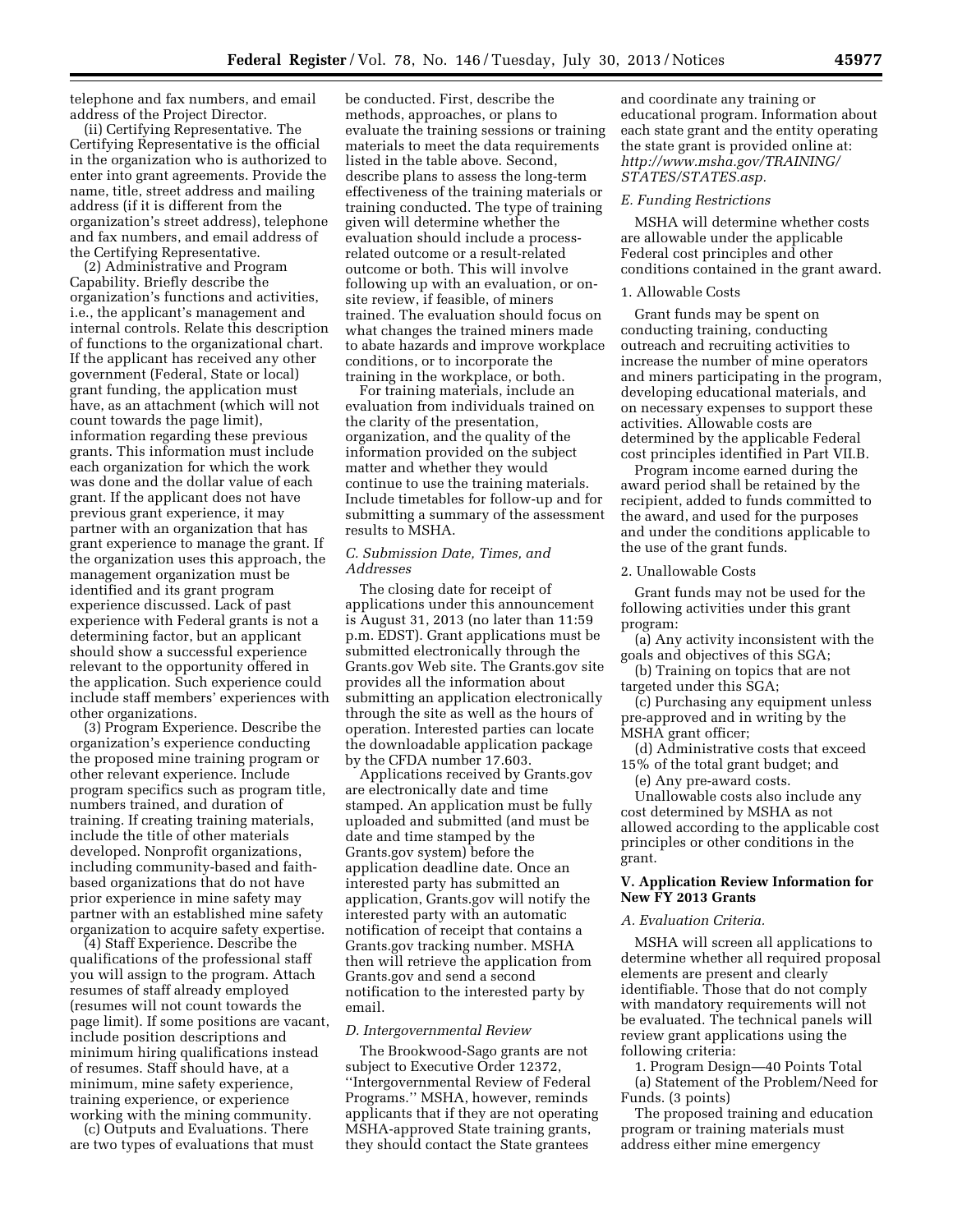telephone and fax numbers, and email address of the Project Director.

(ii) Certifying Representative. The Certifying Representative is the official in the organization who is authorized to enter into grant agreements. Provide the name, title, street address and mailing address (if it is different from the organization's street address), telephone and fax numbers, and email address of the Certifying Representative.

(2) Administrative and Program Capability. Briefly describe the organization's functions and activities, i.e., the applicant's management and internal controls. Relate this description of functions to the organizational chart. If the applicant has received any other government (Federal, State or local) grant funding, the application must have, as an attachment (which will not count towards the page limit), information regarding these previous grants. This information must include each organization for which the work was done and the dollar value of each grant. If the applicant does not have previous grant experience, it may partner with an organization that has grant experience to manage the grant. If the organization uses this approach, the management organization must be identified and its grant program experience discussed. Lack of past experience with Federal grants is not a determining factor, but an applicant should show a successful experience relevant to the opportunity offered in the application. Such experience could include staff members' experiences with other organizations.

(3) Program Experience. Describe the organization's experience conducting the proposed mine training program or other relevant experience. Include program specifics such as program title, numbers trained, and duration of training. If creating training materials, include the title of other materials developed. Nonprofit organizations, including community-based and faith-based organizations that do not have prior experience in mine safety may partner with an established mine safety organization to acquire safety expertise.

(4) Staff Experience. Describe the qualifications of the professional staff you will assign to the program. Attach resumes of staff already employed (resumes will not count towards the page limit). If some positions are vacant, include position descriptions and minimum hiring qualifications instead of resumes. Staff should have, at a minimum, mine safety experience, training experience, or experience working with the mining community.

(c) Outputs and Evaluations. There are two types of evaluations that must be conducted. First, describe the methods, approaches, or plans to evaluate the training sessions or training materials to meet the data requirements listed in the table above. Second, describe plans to assess the long-term effectiveness of the training materials or training conducted. The type of training given will determine whether the evaluation should include a process-related outcome or a result-related outcome or both. This will involve following up with an evaluation, or on-site review, if feasible, of miners trained. The evaluation should focus on what changes the trained miners made to abate hazards and improve workplace conditions, or to incorporate the training in the workplace, or both.

For training materials, include an evaluation from individuals trained on the clarity of the presentation, organization, and the quality of the information provided on the subject matter and whether they would continue to use the training materials. Include timetables for follow-up and for submitting a summary of the assessment results to MSHA.

### *C. Submission Date, Times, and Addresses*

The closing date for receipt of applications under this announcement is August 31, 2013 (no later than 11:59 p.m. EDST). Grant applications must be submitted electronically through the Grants.gov Web site. The Grants.gov site provides all the information about submitting an application electronically through the site as well as the hours of operation. Interested parties can locate the downloadable application package by the CFDA number 17.603.

Applications received by Grants.gov are electronically date and time stamped. An application must be fully uploaded and submitted (and must be date and time stamped by the Grants.gov system) before the application deadline date. Once an interested party has submitted an application, Grants.gov will notify the interested party with an automatic notification of receipt that contains a Grants.gov tracking number. MSHA then will retrieve the application from Grants.gov and send a second notification to the interested party by email.

### *D. Intergovernmental Review*

The Brookwood-Sago grants are not subject to Executive Order 12372, ''Intergovernmental Review of Federal Programs.'' MSHA, however, reminds applicants that if they are not operating MSHA-approved State training grants, they should contact the State grantees and coordinate any training or educational program. Information about each state grant and the entity operating the state grant is provided online at: *http://www.msha.gov/TRAINING/STATES/STATES.asp.*

### *E. Funding Restrictions*

MSHA will determine whether costs are allowable under the applicable Federal cost principles and other conditions contained in the grant award.

#### 1. Allowable Costs

Grant funds may be spent on conducting training, conducting outreach and recruiting activities to increase the number of mine operators and miners participating in the program, developing educational materials, and on necessary expenses to support these activities. Allowable costs are determined by the applicable Federal cost principles identified in Part VII.B.

Program income earned during the award period shall be retained by the recipient, added to funds committed to the award, and used for the purposes and under the conditions applicable to the use of the grant funds.

#### 2. Unallowable Costs

Grant funds may not be used for the following activities under this grant program:

(a) Any activity inconsistent with the goals and objectives of this SGA;

(b) Training on topics that are not targeted under this SGA;

(c) Purchasing any equipment unless pre-approved and in writing by the MSHA grant officer;

(d) Administrative costs that exceed 15% of the total grant budget; and

(e) Any pre-award costs.

Unallowable costs also include any cost determined by MSHA as not allowed according to the applicable cost principles or other conditions in the grant.

## V. Application Review Information for New FY 2013 Grants

### *A. Evaluation Criteria.*

MSHA will screen all applications to determine whether all required proposal elements are present and clearly identifiable. Those that do not comply with mandatory requirements will not be evaluated. The technical panels will review grant applications using the following criteria:

1. Program Design—40 Points Total

(a) Statement of the Problem/Need for Funds. (3 points)

The proposed training and education program or training materials must address either mine emergency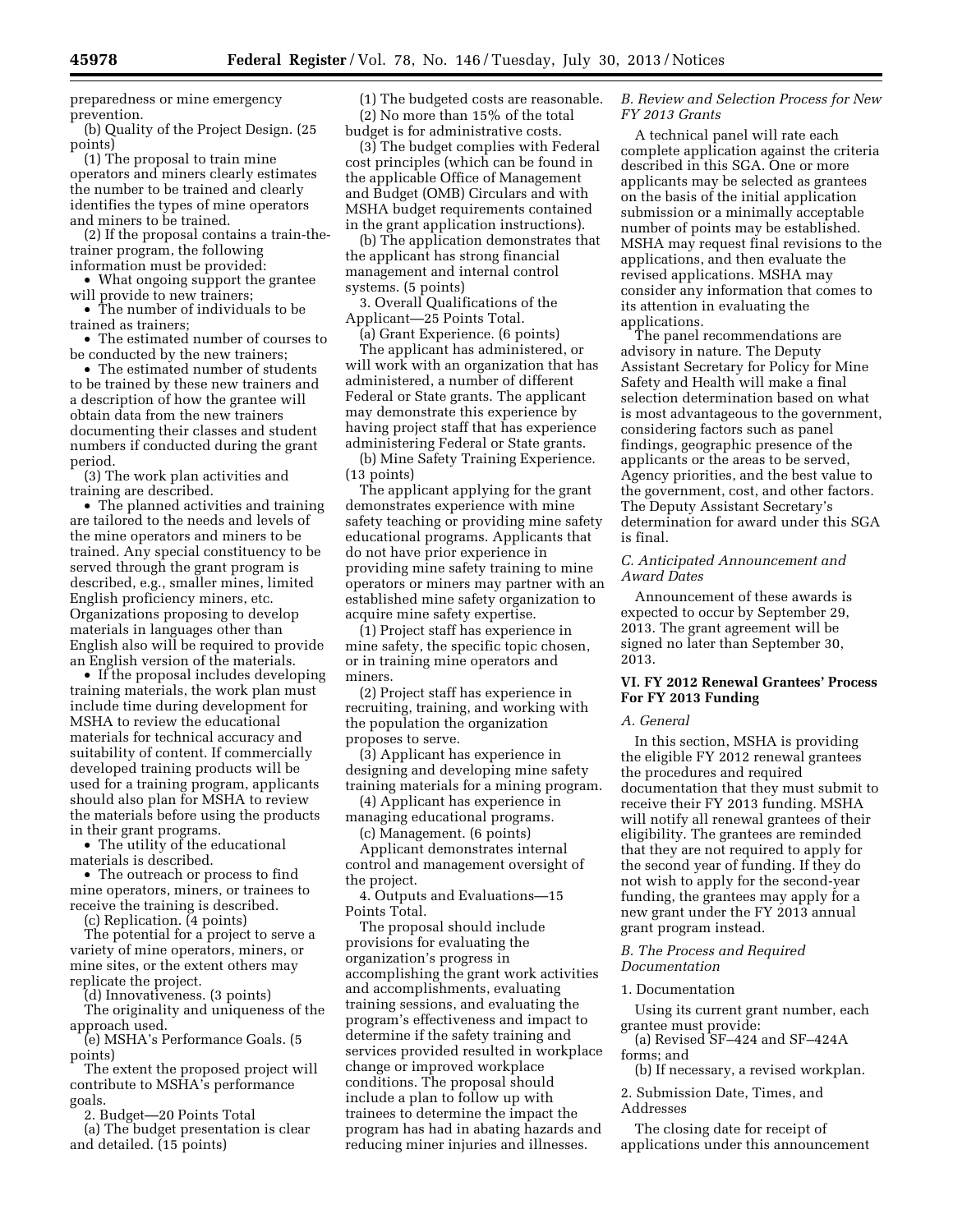preparedness or mine emergency prevention.

(b) Quality of the Project Design. (25 points)

(1) The proposal to train mine operators and miners clearly estimates the number to be trained and clearly identifies the types of mine operators and miners to be trained.

(2) If the proposal contains a train-the-trainer program, the following information must be provided:

- What ongoing support the grantee will provide to new trainers;
- The number of individuals to be trained as trainers;
- The estimated number of courses to be conducted by the new trainers;
- The estimated number of students to be trained by these new trainers and a description of how the grantee will obtain data from the new trainers documenting their classes and student numbers if conducted during the grant period.

(3) The work plan activities and training are described.

- The planned activities and training are tailored to the needs and levels of the mine operators and miners to be trained. Any special constituency to be served through the grant program is described, e.g., smaller mines, limited English proficiency miners, etc. Organizations proposing to develop materials in languages other than English also will be required to provide an English version of the materials.
- If the proposal includes developing training materials, the work plan must include time during development for MSHA to review the educational materials for technical accuracy and suitability of content. If commercially developed training products will be used for a training program, applicants should also plan for MSHA to review the materials before using the products in their grant programs.
- The utility of the educational materials is described.
- The outreach or process to find mine operators, miners, or trainees to receive the training is described.

(c) Replication. (4 points)

The potential for a project to serve a variety of mine operators, miners, or mine sites, or the extent others may replicate the project.

(d) Innovativeness. (3 points)

The originality and uniqueness of the approach used.

(e) MSHA's Performance Goals. (5 points)

The extent the proposed project will contribute to MSHA's performance goals.

2. Budget—20 Points Total

(a) The budget presentation is clear and detailed. (15 points)

(1) The budgeted costs are reasonable.

(2) No more than 15% of the total budget is for administrative costs.

(3) The budget complies with Federal cost principles (which can be found in the applicable Office of Management and Budget (OMB) Circulars and with MSHA budget requirements contained in the grant application instructions).

(b) The application demonstrates that the applicant has strong financial management and internal control systems. (5 points)

3. Overall Qualifications of the Applicant—25 Points Total.

(a) Grant Experience. (6 points)

The applicant has administered, or will work with an organization that has administered, a number of different Federal or State grants. The applicant may demonstrate this experience by having project staff that has experience administering Federal or State grants.

(b) Mine Safety Training Experience. (13 points)

The applicant applying for the grant demonstrates experience with mine safety teaching or providing mine safety educational programs. Applicants that do not have prior experience in providing mine safety training to mine operators or miners may partner with an established mine safety organization to acquire mine safety expertise.

(1) Project staff has experience in mine safety, the specific topic chosen, or in training mine operators and miners.

(2) Project staff has experience in recruiting, training, and working with the population the organization proposes to serve.

(3) Applicant has experience in designing and developing mine safety training materials for a mining program.

(4) Applicant has experience in managing educational programs.

(c) Management. (6 points)

Applicant demonstrates internal control and management oversight of the project.

4. Outputs and Evaluations—15 Points Total.

The proposal should include provisions for evaluating the organization's progress in accomplishing the grant work activities and accomplishments, evaluating training sessions, and evaluating the program's effectiveness and impact to determine if the safety training and services provided resulted in workplace change or improved workplace conditions. The proposal should include a plan to follow up with trainees to determine the impact the program has had in abating hazards and reducing miner injuries and illnesses.

*B. Review and Selection Process for New FY 2013 Grants*

A technical panel will rate each complete application against the criteria described in this SGA. One or more applicants may be selected as grantees on the basis of the initial application submission or a minimally acceptable number of points may be established. MSHA may request final revisions to the applications, and then evaluate the revised applications. MSHA may consider any information that comes to its attention in evaluating the applications.

The panel recommendations are advisory in nature. The Deputy Assistant Secretary for Policy for Mine Safety and Health will make a final selection determination based on what is most advantageous to the government, considering factors such as panel findings, geographic presence of the applicants or the areas to be served, Agency priorities, and the best value to the government, cost, and other factors. The Deputy Assistant Secretary's determination for award under this SGA is final.

*C. Anticipated Announcement and Award Dates*

Announcement of these awards is expected to occur by September 29, 2013. The grant agreement will be signed no later than September 30, 2013.

## VI. FY 2012 Renewal Grantees' Process For FY 2013 Funding

*A. General*

In this section, MSHA is providing the eligible FY 2012 renewal grantees the procedures and required documentation that they must submit to receive their FY 2013 funding. MSHA will notify all renewal grantees of their eligibility. The grantees are reminded that they are not required to apply for the second year of funding. If they do not wish to apply for the second-year funding, the grantees may apply for a new grant under the FY 2013 annual grant program instead.

*B. The Process and Required Documentation*

1. Documentation

Using its current grant number, each grantee must provide:

(a) Revised SF–424 and SF–424A forms; and

(b) If necessary, a revised workplan.

2. Submission Date, Times, and Addresses

The closing date for receipt of applications under this announcement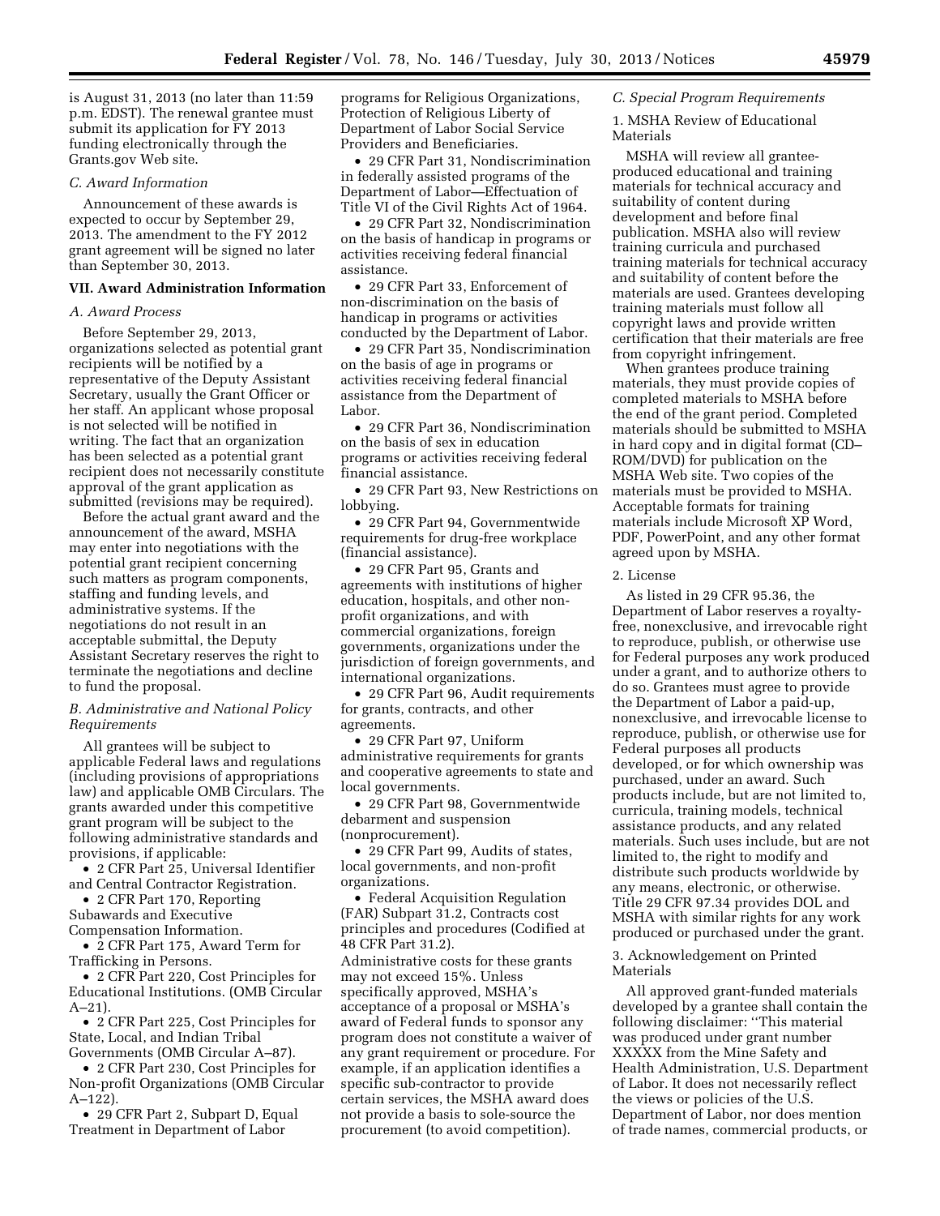is August 31, 2013 (no later than 11:59 p.m. EDST). The renewal grantee must submit its application for FY 2013 funding electronically through the Grants.gov Web site.

### C. Award Information

Announcement of these awards is expected to occur by September 29, 2013. The amendment to the FY 2012 grant agreement will be signed no later than September 30, 2013.

## VII. Award Administration Information

### A. Award Process

Before September 29, 2013, organizations selected as potential grant recipients will be notified by a representative of the Deputy Assistant Secretary, usually the Grant Officer or her staff. An applicant whose proposal is not selected will be notified in writing. The fact that an organization has been selected as a potential grant recipient does not necessarily constitute approval of the grant application as submitted (revisions may be required).

Before the actual grant award and the announcement of the award, MSHA may enter into negotiations with the potential grant recipient concerning such matters as program components, staffing and funding levels, and administrative systems. If the negotiations do not result in an acceptable submittal, the Deputy Assistant Secretary reserves the right to terminate the negotiations and decline to fund the proposal.

### B. Administrative and National Policy Requirements

All grantees will be subject to applicable Federal laws and regulations (including provisions of appropriations law) and applicable OMB Circulars. The grants awarded under this competitive grant program will be subject to the following administrative standards and provisions, if applicable:

- 2 CFR Part 25, Universal Identifier and Central Contractor Registration.
- 2 CFR Part 170, Reporting Subawards and Executive Compensation Information.
- 2 CFR Part 175, Award Term for Trafficking in Persons.
- 2 CFR Part 220, Cost Principles for Educational Institutions. (OMB Circular A–21).
- 2 CFR Part 225, Cost Principles for State, Local, and Indian Tribal Governments (OMB Circular A–87).
- 2 CFR Part 230, Cost Principles for Non-profit Organizations (OMB Circular A–122).
- 29 CFR Part 2, Subpart D, Equal Treatment in Department of Labor programs for Religious Organizations, Protection of Religious Liberty of Department of Labor Social Service Providers and Beneficiaries.
- 29 CFR Part 31, Nondiscrimination in federally assisted programs of the Department of Labor—Effectuation of Title VI of the Civil Rights Act of 1964.
- 29 CFR Part 32, Nondiscrimination on the basis of handicap in programs or activities receiving federal financial assistance.
- 29 CFR Part 33, Enforcement of non-discrimination on the basis of handicap in programs or activities conducted by the Department of Labor.
- 29 CFR Part 35, Nondiscrimination on the basis of age in programs or activities receiving federal financial assistance from the Department of Labor.
- 29 CFR Part 36, Nondiscrimination on the basis of sex in education programs or activities receiving federal financial assistance.
- 29 CFR Part 93, New Restrictions on lobbying.
- 29 CFR Part 94, Governmentwide requirements for drug-free workplace (financial assistance).
- 29 CFR Part 95, Grants and agreements with institutions of higher education, hospitals, and other non-profit organizations, and with commercial organizations, foreign governments, organizations under the jurisdiction of foreign governments, and international organizations.
- 29 CFR Part 96, Audit requirements for grants, contracts, and other agreements.
- 29 CFR Part 97, Uniform administrative requirements for grants and cooperative agreements to state and local governments.
- 29 CFR Part 98, Governmentwide debarment and suspension (nonprocurement).
- 29 CFR Part 99, Audits of states, local governments, and non-profit organizations.
- Federal Acquisition Regulation (FAR) Subpart 31.2, Contracts cost principles and procedures (Codified at 48 CFR Part 31.2).

Administrative costs for these grants may not exceed 15%. Unless specifically approved, MSHA's acceptance of a proposal or MSHA's award of Federal funds to sponsor any program does not constitute a waiver of any grant requirement or procedure. For example, if an application identifies a specific sub-contractor to provide certain services, the MSHA award does not provide a basis to sole-source the procurement (to avoid competition).

### C. Special Program Requirements

1. MSHA Review of Educational Materials

MSHA will review all grantee-produced educational and training materials for technical accuracy and suitability of content during development and before final publication. MSHA also will review training curricula and purchased training materials for technical accuracy and suitability of content before the materials are used. Grantees developing training materials must follow all copyright laws and provide written certification that their materials are free from copyright infringement.

When grantees produce training materials, they must provide copies of completed materials to MSHA before the end of the grant period. Completed materials should be submitted to MSHA in hard copy and in digital format (CD–ROM/DVD) for publication on the MSHA Web site. Two copies of the materials must be provided to MSHA. Acceptable formats for training materials include Microsoft XP Word, PDF, PowerPoint, and any other format agreed upon by MSHA.

2. License

As listed in 29 CFR 95.36, the Department of Labor reserves a royalty-free, nonexclusive, and irrevocable right to reproduce, publish, or otherwise use for Federal purposes any work produced under a grant, and to authorize others to do so. Grantees must agree to provide the Department of Labor a paid-up, nonexclusive, and irrevocable license to reproduce, publish, or otherwise use for Federal purposes all products developed, or for which ownership was purchased, under an award. Such products include, but are not limited to, curricula, training models, technical assistance products, and any related materials. Such uses include, but are not limited to, the right to modify and distribute such products worldwide by any means, electronic, or otherwise. Title 29 CFR 97.34 provides DOL and MSHA with similar rights for any work produced or purchased under the grant.

3. Acknowledgement on Printed Materials

All approved grant-funded materials developed by a grantee shall contain the following disclaimer: "This material was produced under grant number XXXXX from the Mine Safety and Health Administration, U.S. Department of Labor. It does not necessarily reflect the views or policies of the U.S. Department of Labor, nor does mention of trade names, commercial products, or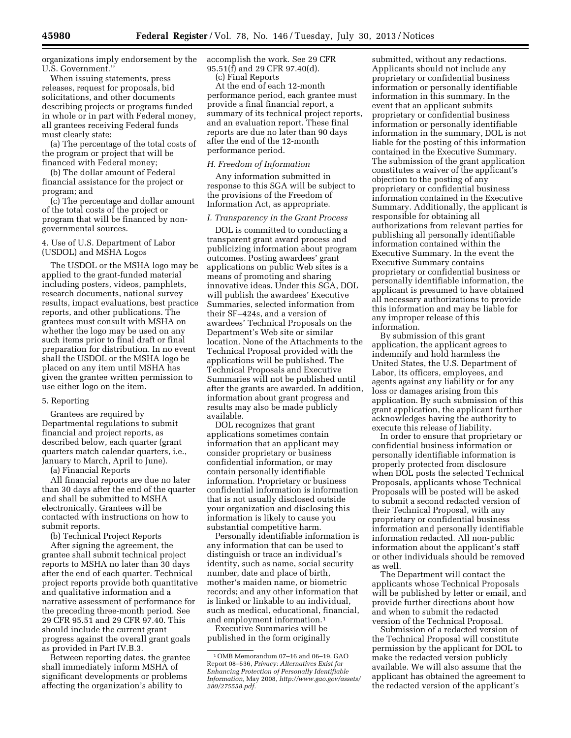organizations imply endorsement by the U.S. Government.''

When issuing statements, press releases, request for proposals, bid solicitations, and other documents describing projects or programs funded in whole or in part with Federal money, all grantees receiving Federal funds must clearly state:

(a) The percentage of the total costs of the program or project that will be financed with Federal money;

(b) The dollar amount of Federal financial assistance for the project or program; and

(c) The percentage and dollar amount of the total costs of the project or program that will be financed by non-governmental sources.

4. Use of U.S. Department of Labor (USDOL) and MSHA Logos

The USDOL or the MSHA logo may be applied to the grant-funded material including posters, videos, pamphlets, research documents, national survey results, impact evaluations, best practice reports, and other publications. The grantees must consult with MSHA on whether the logo may be used on any such items prior to final draft or final preparation for distribution. In no event shall the USDOL or the MSHA logo be placed on any item until MSHA has given the grantee written permission to use either logo on the item.

5. Reporting

Grantees are required by Departmental regulations to submit financial and project reports, as described below, each quarter (grant quarters match calendar quarters, i.e., January to March, April to June).

(a) Financial Reports

All financial reports are due no later than 30 days after the end of the quarter and shall be submitted to MSHA electronically. Grantees will be contacted with instructions on how to submit reports.

(b) Technical Project Reports

After signing the agreement, the grantee shall submit technical project reports to MSHA no later than 30 days after the end of each quarter. Technical project reports provide both quantitative and qualitative information and a narrative assessment of performance for the preceding three-month period. See 29 CFR 95.51 and 29 CFR 97.40. This should include the current grant progress against the overall grant goals as provided in Part IV.B.3.

Between reporting dates, the grantee shall immediately inform MSHA of significant developments or problems affecting the organization's ability to accomplish the work. See 29 CFR 95.51(f) and 29 CFR 97.40(d).

(c) Final Reports

At the end of each 12-month performance period, each grantee must provide a final financial report, a summary of its technical project reports, and an evaluation report. These final reports are due no later than 90 days after the end of the 12-month performance period.

*H. Freedom of Information*

Any information submitted in response to this SGA will be subject to the provisions of the Freedom of Information Act, as appropriate.

*I. Transparency in the Grant Process*

DOL is committed to conducting a transparent grant award process and publicizing information about program outcomes. Posting awardees' grant applications on public Web sites is a means of promoting and sharing innovative ideas. Under this SGA, DOL will publish the awardees' Executive Summaries, selected information from their SF–424s, and a version of awardees' Technical Proposals on the Department's Web site or similar location. None of the Attachments to the Technical Proposal provided with the applications will be published. The Technical Proposals and Executive Summaries will not be published until after the grants are awarded. In addition, information about grant progress and results may also be made publicly available.

DOL recognizes that grant applications sometimes contain information that an applicant may consider proprietary or business confidential information, or may contain personally identifiable information. Proprietary or business confidential information is information that is not usually disclosed outside your organization and disclosing this information is likely to cause you substantial competitive harm.

Personally identifiable information is any information that can be used to distinguish or trace an individual's identity, such as name, social security number, date and place of birth, mother's maiden name, or biometric records; and any other information that is linked or linkable to an individual, such as medical, educational, financial, and employment information.[1]

Executive Summaries will be published in the form originally submitted, without any redactions. Applicants should not include any proprietary or confidential business information or personally identifiable information in this summary. In the event that an applicant submits proprietary or confidential business information or personally identifiable information in the summary, DOL is not liable for the posting of this information contained in the Executive Summary. The submission of the grant application constitutes a waiver of the applicant's objection to the posting of any proprietary or confidential business information contained in the Executive Summary. Additionally, the applicant is responsible for obtaining all authorizations from relevant parties for publishing all personally identifiable information contained within the Executive Summary. In the event the Executive Summary contains proprietary or confidential business or personally identifiable information, the applicant is presumed to have obtained all necessary authorizations to provide this information and may be liable for any improper release of this information.

By submission of this grant application, the applicant agrees to indemnify and hold harmless the United States, the U.S. Department of Labor, its officers, employees, and agents against any liability or for any loss or damages arising from this application. By such submission of this grant application, the applicant further acknowledges having the authority to execute this release of liability.

In order to ensure that proprietary or confidential business information or personally identifiable information is properly protected from disclosure when DOL posts the selected Technical Proposals, applicants whose Technical Proposals will be posted will be asked to submit a second redacted version of their Technical Proposal, with any proprietary or confidential business information and personally identifiable information redacted. All non-public information about the applicant's staff or other individuals should be removed as well.

The Department will contact the applicants whose Technical Proposals will be published by letter or email, and provide further directions about how and when to submit the redacted version of the Technical Proposal.

Submission of a redacted version of the Technical Proposal will constitute permission by the applicant for DOL to make the redacted version publicly available. We will also assume that the applicant has obtained the agreement to the redacted version of the applicant's

---

[1] OMB Memorandum 07–16 and 06–19. GAO Report 08–536, *Privacy: Alternatives Exist for Enhancing Protection of Personally Identifiable Information,* May 2008, *http://www.gao.gov/assets/280/275558.pdf.*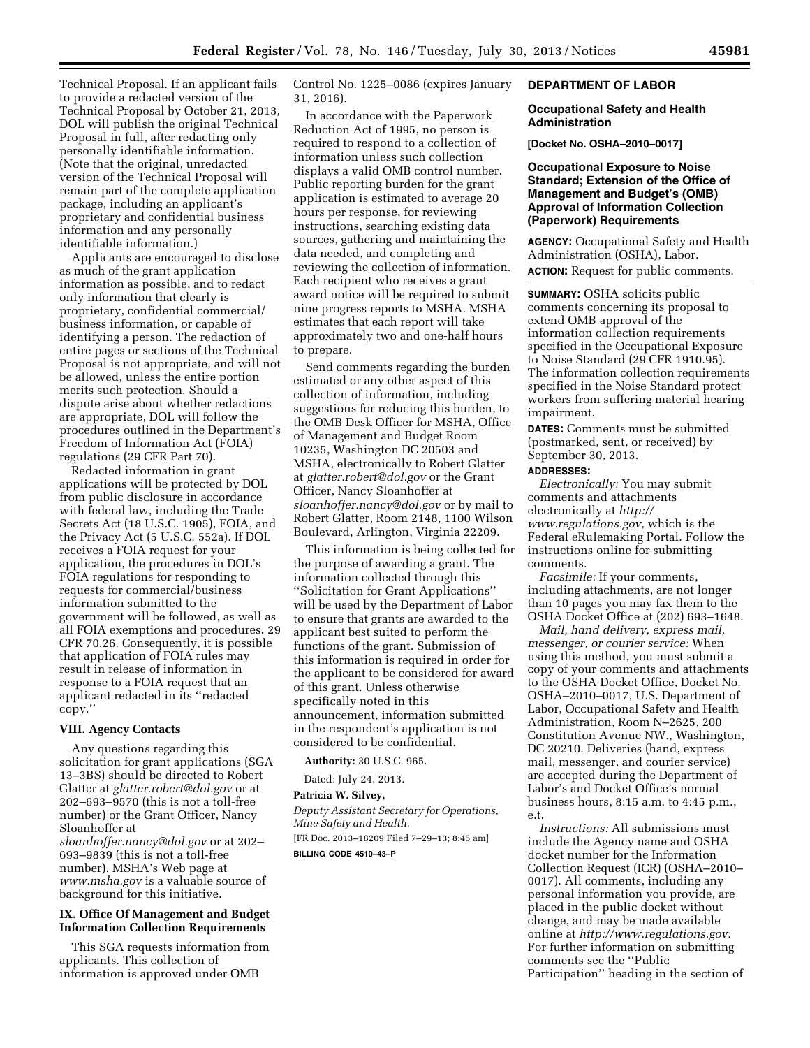Technical Proposal. If an applicant fails to provide a redacted version of the Technical Proposal by October 21, 2013, DOL will publish the original Technical Proposal in full, after redacting only personally identifiable information. (Note that the original, unredacted version of the Technical Proposal will remain part of the complete application package, including an applicant's proprietary and confidential business information and any personally identifiable information.)

Applicants are encouraged to disclose as much of the grant application information as possible, and to redact only information that clearly is proprietary, confidential commercial/business information, or capable of identifying a person. The redaction of entire pages or sections of the Technical Proposal is not appropriate, and will not be allowed, unless the entire portion merits such protection. Should a dispute arise about whether redactions are appropriate, DOL will follow the procedures outlined in the Department's Freedom of Information Act (FOIA) regulations (29 CFR Part 70).

Redacted information in grant applications will be protected by DOL from public disclosure in accordance with federal law, including the Trade Secrets Act (18 U.S.C. 1905), FOIA, and the Privacy Act (5 U.S.C. 552a). If DOL receives a FOIA request for your application, the procedures in DOL's FOIA regulations for responding to requests for commercial/business information submitted to the government will be followed, as well as all FOIA exemptions and procedures. 29 CFR 70.26. Consequently, it is possible that application of FOIA rules may result in release of information in response to a FOIA request that an applicant redacted in its ''redacted copy.''

### VIII. Agency Contacts

Any questions regarding this solicitation for grant applications (SGA 13–3BS) should be directed to Robert Glatter at *glatter.robert@dol.gov* or at 202–693–9570 (this is not a toll-free number) or the Grant Officer, Nancy Sloanhoffer at *sloanhoffer.nancy@dol.gov* or at 202–693–9839 (this is not a toll-free number). MSHA's Web page at *www.msha.gov* is a valuable source of background for this initiative.

### IX. Office Of Management and Budget Information Collection Requirements

This SGA requests information from applicants. This collection of information is approved under OMB Control No. 1225–0086 (expires January 31, 2016).

In accordance with the Paperwork Reduction Act of 1995, no person is required to respond to a collection of information unless such collection displays a valid OMB control number. Public reporting burden for the grant application is estimated to average 20 hours per response, for reviewing instructions, searching existing data sources, gathering and maintaining the data needed, and completing and reviewing the collection of information. Each recipient who receives a grant award notice will be required to submit nine progress reports to MSHA. MSHA estimates that each report will take approximately two and one-half hours to prepare.

Send comments regarding the burden estimated or any other aspect of this collection of information, including suggestions for reducing this burden, to the OMB Desk Officer for MSHA, Office of Management and Budget Room 10235, Washington DC 20503 and MSHA, electronically to Robert Glatter at *glatter.robert@dol.gov* or the Grant Officer, Nancy Sloanhoffer at *sloanhoffer.nancy@dol.gov* or by mail to Robert Glatter, Room 2148, 1100 Wilson Boulevard, Arlington, Virginia 22209.

This information is being collected for the purpose of awarding a grant. The information collected through this ''Solicitation for Grant Applications'' will be used by the Department of Labor to ensure that grants are awarded to the applicant best suited to perform the functions of the grant. Submission of this information is required in order for the applicant to be considered for award of this grant. Unless otherwise specifically noted in this announcement, information submitted in the respondent's application is not considered to be confidential.

**Authority:** 30 U.S.C. 965.

Dated: July 24, 2013.

**Patricia W. Silvey,**

*Deputy Assistant Secretary for Operations, Mine Safety and Health.*

[FR Doc. 2013–18209 Filed 7–29–13; 8:45 am]

**BILLING CODE 4510–43–P**

## DEPARTMENT OF LABOR

### Occupational Safety and Health Administration

**[Docket No. OSHA–2010–0017]**

### Occupational Exposure to Noise Standard; Extension of the Office of Management and Budget's (OMB) Approval of Information Collection (Paperwork) Requirements

**AGENCY:** Occupational Safety and Health Administration (OSHA), Labor.

**ACTION:** Request for public comments.

**SUMMARY:** OSHA solicits public comments concerning its proposal to extend OMB approval of the information collection requirements specified in the Occupational Exposure to Noise Standard (29 CFR 1910.95). The information collection requirements specified in the Noise Standard protect workers from suffering material hearing impairment.

**DATES:** Comments must be submitted (postmarked, sent, or received) by September 30, 2013.

**ADDRESSES:**

*Electronically:* You may submit comments and attachments electronically at *http://www.regulations.gov,* which is the Federal eRulemaking Portal. Follow the instructions online for submitting comments.

*Facsimile:* If your comments, including attachments, are not longer than 10 pages you may fax them to the OSHA Docket Office at (202) 693–1648.

*Mail, hand delivery, express mail, messenger, or courier service:* When using this method, you must submit a copy of your comments and attachments to the OSHA Docket Office, Docket No. OSHA–2010–0017, U.S. Department of Labor, Occupational Safety and Health Administration, Room N–2625, 200 Constitution Avenue NW., Washington, DC 20210. Deliveries (hand, express mail, messenger, and courier service) are accepted during the Department of Labor's and Docket Office's normal business hours, 8:15 a.m. to 4:45 p.m., e.t.

*Instructions:* All submissions must include the Agency name and OSHA docket number for the Information Collection Request (ICR) (OSHA–2010–0017). All comments, including any personal information you provide, are placed in the public docket without change, and may be made available online at *http://www.regulations.gov.* For further information on submitting comments see the ''Public Participation'' heading in the section of